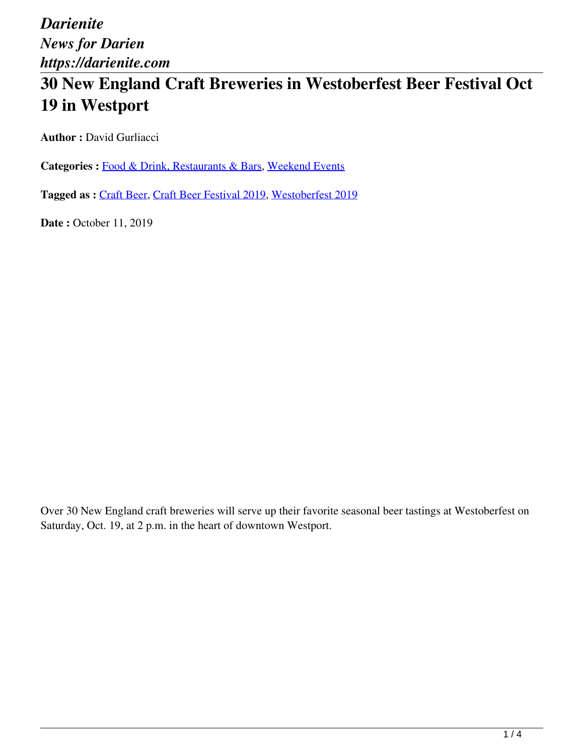*Darienite*
*News for Darien*
*https://darienite.com*

# 30 New England Craft Breweries in Westoberfest Beer Festival Oct 19 in Westport

**Author :** David Gurliacci

**Categories :** Food & Drink, Restaurants & Bars, Weekend Events

**Tagged as :** Craft Beer, Craft Beer Festival 2019, Westoberfest 2019

**Date :** October 11, 2019

Over 30 New England craft breweries will serve up their favorite seasonal beer tastings at Westoberfest on Saturday, Oct. 19, at 2 p.m. in the heart of downtown Westport.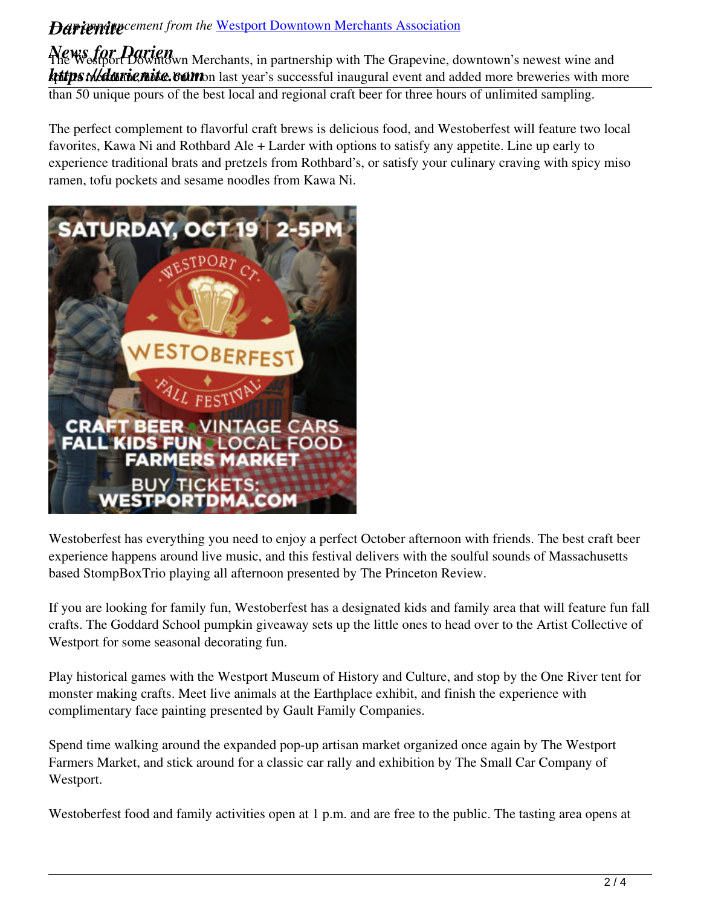*An announcement from the* [Westport Downtown Merchants Association]

The Westport Downtown Merchants, in partnership with The Grapevine, downtown's newest wine and spirits destination, have built on last year's successful inaugural event and added more breweries with more than 50 unique pours of the best local and regional craft beer for three hours of unlimited sampling.

The perfect complement to flavorful craft brews is delicious food, and Westoberfest will feature two local favorites, Kawa Ni and Rothbard Ale + Larder with options to satisfy any appetite. Line up early to experience traditional brats and pretzels from Rothbard's, or satisfy your culinary craving with spicy miso ramen, tofu pockets and sesame noodles from Kawa Ni.

Westoberfest has everything you need to enjoy a perfect October afternoon with friends. The best craft beer experience happens around live music, and this festival delivers with the soulful sounds of Massachusetts based StompBoxTrio playing all afternoon presented by The Princeton Review.

If you are looking for family fun, Westoberfest has a designated kids and family area that will feature fun fall crafts. The Goddard School pumpkin giveaway sets up the little ones to head over to the Artist Collective of Westport for some seasonal decorating fun.

Play historical games with the Westport Museum of History and Culture, and stop by the One River tent for monster making crafts. Meet live animals at the Earthplace exhibit, and finish the experience with complimentary face painting presented by Gault Family Companies.

Spend time walking around the expanded pop-up artisan market organized once again by The Westport Farmers Market, and stick around for a classic car rally and exhibition by The Small Car Company of Westport.

Westoberfest food and family activities open at 1 p.m. and are free to the public. The tasting area opens at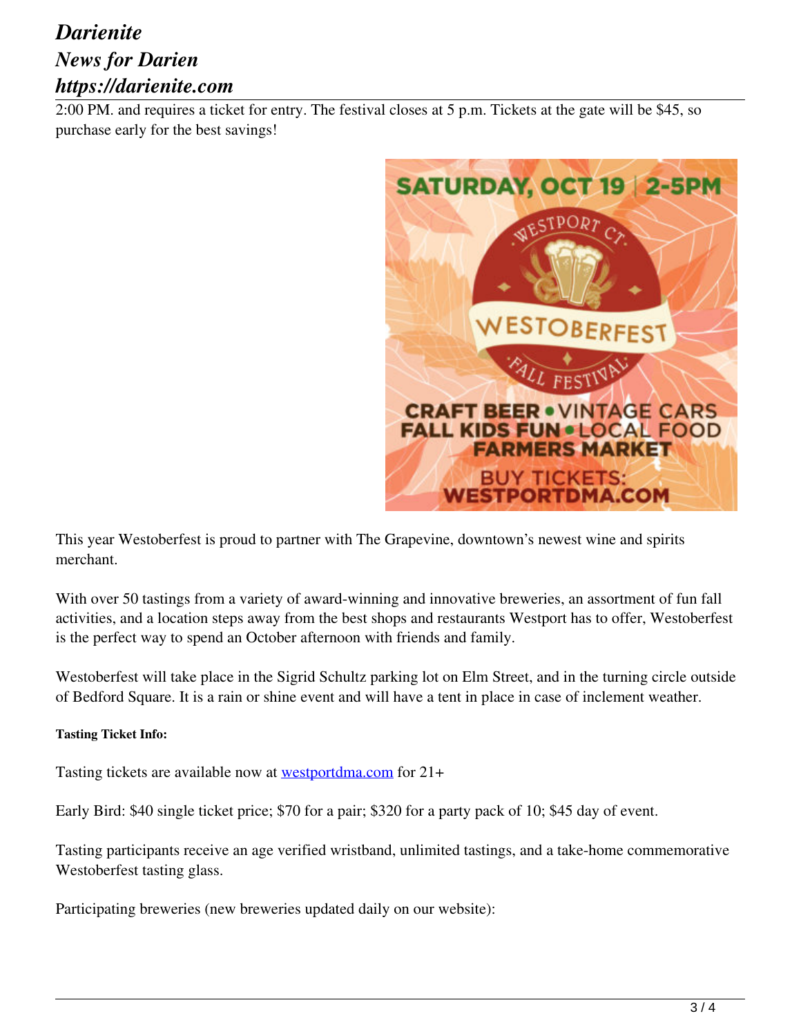2:00 PM. and requires a ticket for entry. The festival closes at 5 p.m. Tickets at the gate will be $45, so purchase early for the best savings!

This year Westoberfest is proud to partner with The Grapevine, downtown's newest wine and spirits merchant.

With over 50 tastings from a variety of award-winning and innovative breweries, an assortment of fun fall activities, and a location steps away from the best shops and restaurants Westport has to offer, Westoberfest is the perfect way to spend an October afternoon with friends and family.

Westoberfest will take place in the Sigrid Schultz parking lot on Elm Street, and in the turning circle outside of Bedford Square. It is a rain or shine event and will have a tent in place in case of inclement weather.

**Tasting Ticket Info:**

Tasting tickets are available now at [westportdma.com](westportdma.com) for 21+

Early Bird: $40 single ticket price; $70 for a pair; $320 for a party pack of 10; $45 day of event.

Tasting participants receive an age verified wristband, unlimited tastings, and a take-home commemorative Westoberfest tasting glass.

Participating breweries (new breweries updated daily on our website):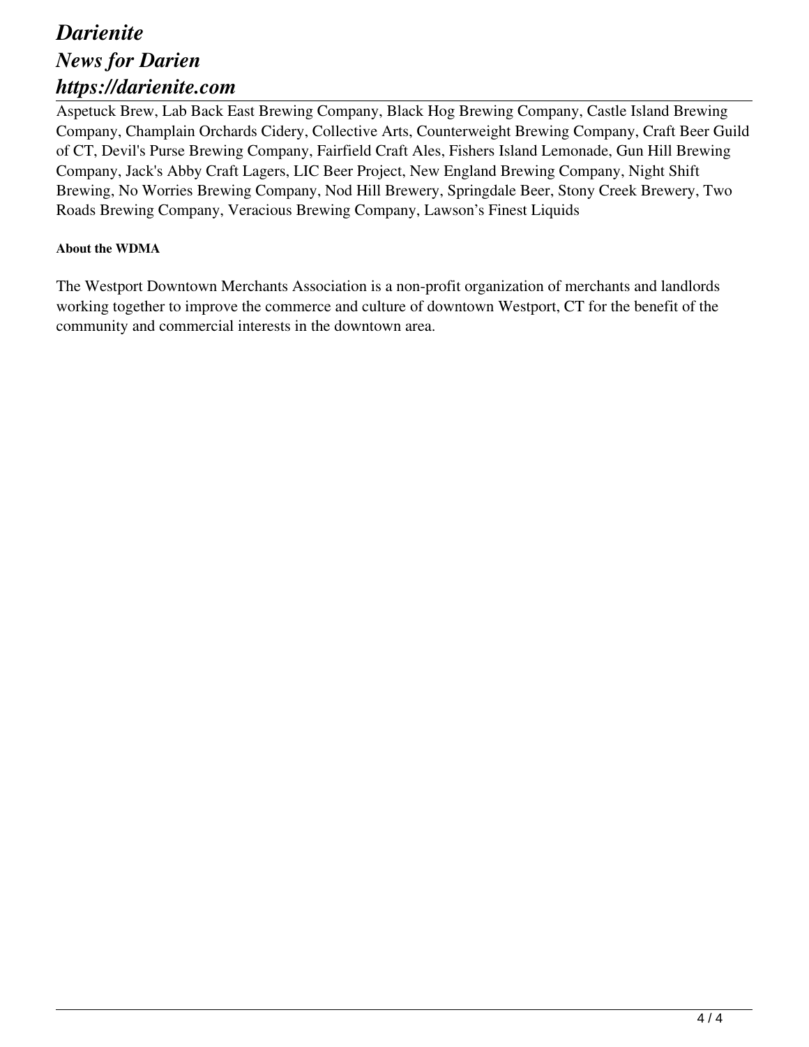Aspetuck Brew, Lab Back East Brewing Company, Black Hog Brewing Company, Castle Island Brewing Company, Champlain Orchards Cidery, Collective Arts, Counterweight Brewing Company, Craft Beer Guild of CT, Devil's Purse Brewing Company, Fairfield Craft Ales, Fishers Island Lemonade, Gun Hill Brewing Company, Jack's Abby Craft Lagers, LIC Beer Project, New England Brewing Company, Night Shift Brewing, No Worries Brewing Company, Nod Hill Brewery, Springdale Beer, Stony Creek Brewery, Two Roads Brewing Company, Veracious Brewing Company, Lawson's Finest Liquids

**About the WDMA**

The Westport Downtown Merchants Association is a non-profit organization of merchants and landlords working together to improve the commerce and culture of downtown Westport, CT for the benefit of the community and commercial interests in the downtown area.